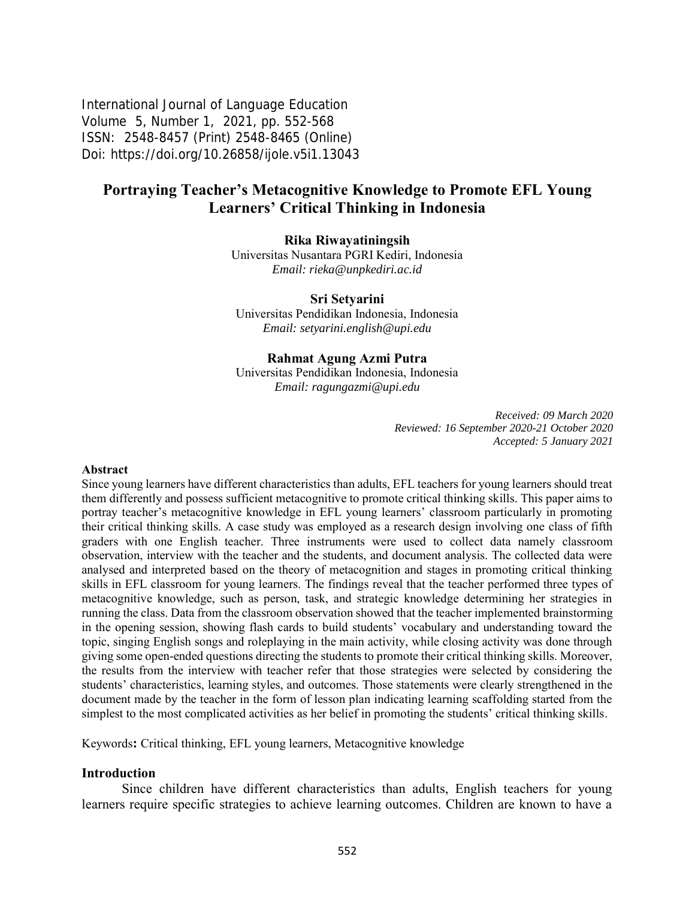International Journal of Language Education
Volume 5, Number 1, 2021, pp. 552-568
ISSN: 2548-8457 (Print) 2548-8465 (Online)
Doi: https://doi.org/10.26858/ijole.v5i1.13043

# Portraying Teacher's Metacognitive Knowledge to Promote EFL Young Learners' Critical Thinking in Indonesia

**Rika Riwayatiningsih**
Universitas Nusantara PGRI Kediri, Indonesia
*Email: rieka@unpkediri.ac.id*

**Sri Setyarini**
Universitas Pendidikan Indonesia, Indonesia
*Email: setyarini.english@upi.edu*

**Rahmat Agung Azmi Putra**
Universitas Pendidikan Indonesia, Indonesia
*Email: ragungazmi@upi.edu*

*Received: 09 March 2020*
*Reviewed: 16 September 2020-21 October 2020*
*Accepted: 5 January 2021*

## Abstract

Since young learners have different characteristics than adults, EFL teachers for young learners should treat them differently and possess sufficient metacognitive to promote critical thinking skills. This paper aims to portray teacher's metacognitive knowledge in EFL young learners' classroom particularly in promoting their critical thinking skills. A case study was employed as a research design involving one class of fifth graders with one English teacher. Three instruments were used to collect data namely classroom observation, interview with the teacher and the students, and document analysis. The collected data were analysed and interpreted based on the theory of metacognition and stages in promoting critical thinking skills in EFL classroom for young learners. The findings reveal that the teacher performed three types of metacognitive knowledge, such as person, task, and strategic knowledge determining her strategies in running the class. Data from the classroom observation showed that the teacher implemented brainstorming in the opening session, showing flash cards to build students' vocabulary and understanding toward the topic, singing English songs and roleplaying in the main activity, while closing activity was done through giving some open-ended questions directing the students to promote their critical thinking skills. Moreover, the results from the interview with teacher refer that those strategies were selected by considering the students' characteristics, learning styles, and outcomes. Those statements were clearly strengthened in the document made by the teacher in the form of lesson plan indicating learning scaffolding started from the simplest to the most complicated activities as her belief in promoting the students' critical thinking skills.

Keywords**:** Critical thinking, EFL young learners, Metacognitive knowledge

## Introduction

Since children have different characteristics than adults, English teachers for young learners require specific strategies to achieve learning outcomes. Children are known to have a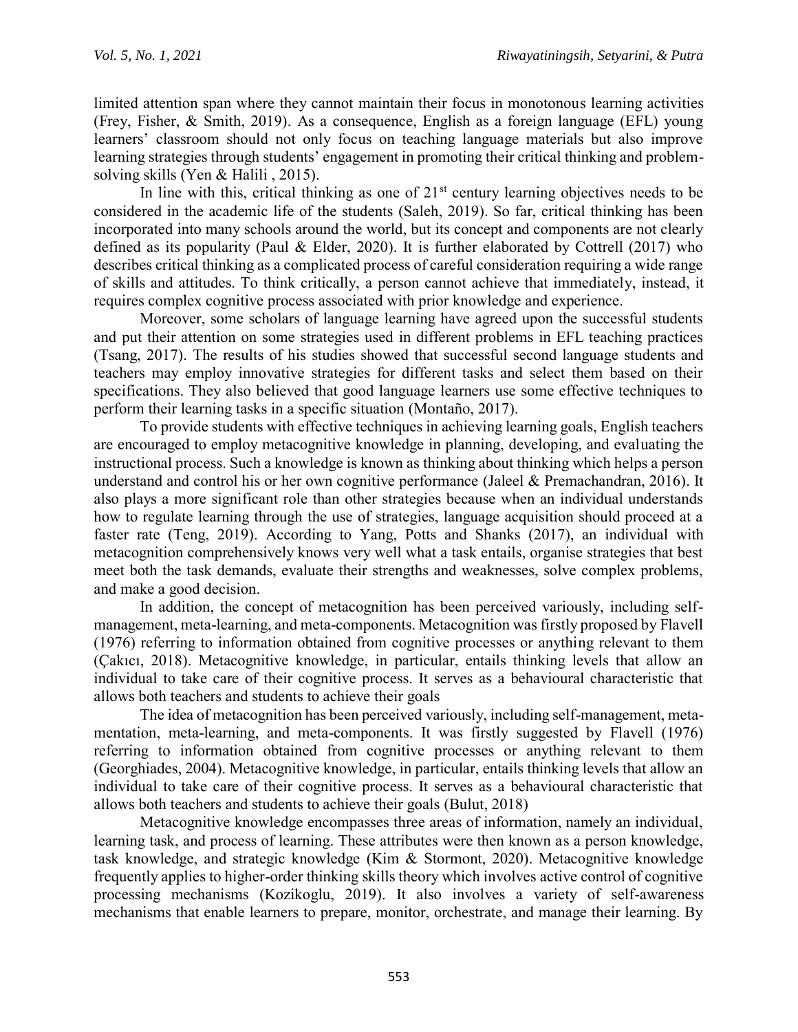limited attention span where they cannot maintain their focus in monotonous learning activities (Frey, Fisher, & Smith, 2019). As a consequence, English as a foreign language (EFL) young learners' classroom should not only focus on teaching language materials but also improve learning strategies through students' engagement in promoting their critical thinking and problem-solving skills (Yen & Halili , 2015).

In line with this, critical thinking as one of 21st century learning objectives needs to be considered in the academic life of the students (Saleh, 2019). So far, critical thinking has been incorporated into many schools around the world, but its concept and components are not clearly defined as its popularity (Paul & Elder, 2020). It is further elaborated by Cottrell (2017) who describes critical thinking as a complicated process of careful consideration requiring a wide range of skills and attitudes. To think critically, a person cannot achieve that immediately, instead, it requires complex cognitive process associated with prior knowledge and experience.

Moreover, some scholars of language learning have agreed upon the successful students and put their attention on some strategies used in different problems in EFL teaching practices (Tsang, 2017). The results of his studies showed that successful second language students and teachers may employ innovative strategies for different tasks and select them based on their specifications. They also believed that good language learners use some effective techniques to perform their learning tasks in a specific situation (Montaño, 2017).

To provide students with effective techniques in achieving learning goals, English teachers are encouraged to employ metacognitive knowledge in planning, developing, and evaluating the instructional process. Such a knowledge is known as thinking about thinking which helps a person understand and control his or her own cognitive performance (Jaleel & Premachandran, 2016). It also plays a more significant role than other strategies because when an individual understands how to regulate learning through the use of strategies, language acquisition should proceed at a faster rate (Teng, 2019). According to Yang, Potts and Shanks (2017), an individual with metacognition comprehensively knows very well what a task entails, organise strategies that best meet both the task demands, evaluate their strengths and weaknesses, solve complex problems, and make a good decision.

In addition, the concept of metacognition has been perceived variously, including self-management, meta-learning, and meta-components. Metacognition was firstly proposed by Flavell (1976) referring to information obtained from cognitive processes or anything relevant to them (Çakıcı, 2018). Metacognitive knowledge, in particular, entails thinking levels that allow an individual to take care of their cognitive process. It serves as a behavioural characteristic that allows both teachers and students to achieve their goals

The idea of metacognition has been perceived variously, including self-management, meta-mentation, meta-learning, and meta-components. It was firstly suggested by Flavell (1976) referring to information obtained from cognitive processes or anything relevant to them (Georghiades, 2004). Metacognitive knowledge, in particular, entails thinking levels that allow an individual to take care of their cognitive process. It serves as a behavioural characteristic that allows both teachers and students to achieve their goals (Bulut, 2018)

Metacognitive knowledge encompasses three areas of information, namely an individual, learning task, and process of learning. These attributes were then known as a person knowledge, task knowledge, and strategic knowledge (Kim & Stormont, 2020). Metacognitive knowledge frequently applies to higher-order thinking skills theory which involves active control of cognitive processing mechanisms (Kozikoglu, 2019). It also involves a variety of self-awareness mechanisms that enable learners to prepare, monitor, orchestrate, and manage their learning. By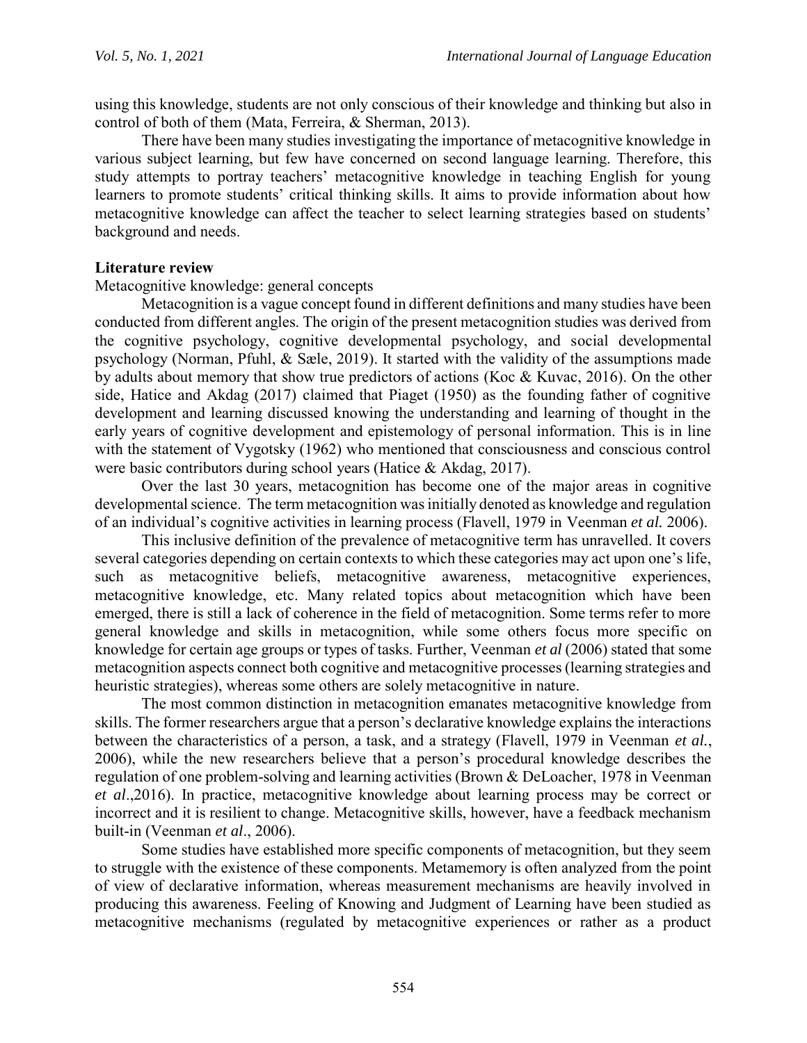using this knowledge, students are not only conscious of their knowledge and thinking but also in control of both of them (Mata, Ferreira, & Sherman, 2013).

There have been many studies investigating the importance of metacognitive knowledge in various subject learning, but few have concerned on second language learning. Therefore, this study attempts to portray teachers' metacognitive knowledge in teaching English for young learners to promote students' critical thinking skills. It aims to provide information about how metacognitive knowledge can affect the teacher to select learning strategies based on students' background and needs.

## Literature review

### Metacognitive knowledge: general concepts

Metacognition is a vague concept found in different definitions and many studies have been conducted from different angles. The origin of the present metacognition studies was derived from the cognitive psychology, cognitive developmental psychology, and social developmental psychology (Norman, Pfuhl, & Sæle, 2019). It started with the validity of the assumptions made by adults about memory that show true predictors of actions (Koc & Kuvac, 2016). On the other side, Hatice and Akdag (2017) claimed that Piaget (1950) as the founding father of cognitive development and learning discussed knowing the understanding and learning of thought in the early years of cognitive development and epistemology of personal information. This is in line with the statement of Vygotsky (1962) who mentioned that consciousness and conscious control were basic contributors during school years (Hatice & Akdag, 2017).

Over the last 30 years, metacognition has become one of the major areas in cognitive developmental science. The term metacognition was initially denoted as knowledge and regulation of an individual's cognitive activities in learning process (Flavell, 1979 in Veenman *et al.* 2006).

This inclusive definition of the prevalence of metacognitive term has unravelled. It covers several categories depending on certain contexts to which these categories may act upon one's life, such as metacognitive beliefs, metacognitive awareness, metacognitive experiences, metacognitive knowledge, etc. Many related topics about metacognition which have been emerged, there is still a lack of coherence in the field of metacognition. Some terms refer to more general knowledge and skills in metacognition, while some others focus more specific on knowledge for certain age groups or types of tasks. Further, Veenman *et al* (2006) stated that some metacognition aspects connect both cognitive and metacognitive processes (learning strategies and heuristic strategies), whereas some others are solely metacognitive in nature.

The most common distinction in metacognition emanates metacognitive knowledge from skills. The former researchers argue that a person's declarative knowledge explains the interactions between the characteristics of a person, a task, and a strategy (Flavell, 1979 in Veenman *et al.*, 2006), while the new researchers believe that a person's procedural knowledge describes the regulation of one problem-solving and learning activities (Brown & DeLoacher, 1978 in Veenman *et al*.,2016). In practice, metacognitive knowledge about learning process may be correct or incorrect and it is resilient to change. Metacognitive skills, however, have a feedback mechanism built-in (Veenman *et al*., 2006).

Some studies have established more specific components of metacognition, but they seem to struggle with the existence of these components. Metamemory is often analyzed from the point of view of declarative information, whereas measurement mechanisms are heavily involved in producing this awareness. Feeling of Knowing and Judgment of Learning have been studied as metacognitive mechanisms (regulated by metacognitive experiences or rather as a product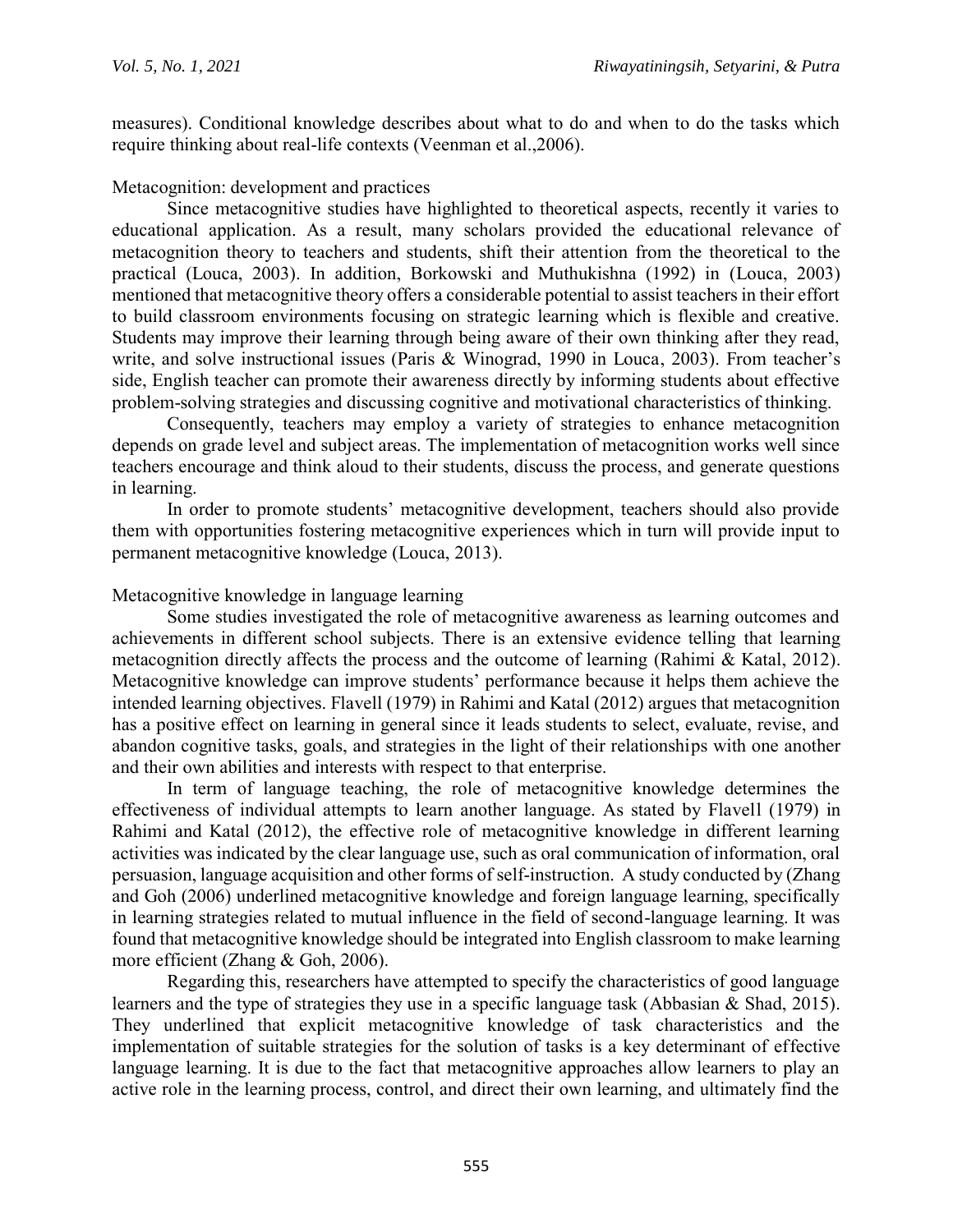measures). Conditional knowledge describes about what to do and when to do the tasks which require thinking about real-life contexts (Veenman et al.,2006).

### Metacognition: development and practices

Since metacognitive studies have highlighted to theoretical aspects, recently it varies to educational application. As a result, many scholars provided the educational relevance of metacognition theory to teachers and students, shift their attention from the theoretical to the practical (Louca, 2003). In addition, Borkowski and Muthukishna (1992) in (Louca, 2003) mentioned that metacognitive theory offers a considerable potential to assist teachers in their effort to build classroom environments focusing on strategic learning which is flexible and creative. Students may improve their learning through being aware of their own thinking after they read, write, and solve instructional issues (Paris & Winograd, 1990 in Louca, 2003). From teacher's side, English teacher can promote their awareness directly by informing students about effective problem-solving strategies and discussing cognitive and motivational characteristics of thinking.

Consequently, teachers may employ a variety of strategies to enhance metacognition depends on grade level and subject areas. The implementation of metacognition works well since teachers encourage and think aloud to their students, discuss the process, and generate questions in learning.

In order to promote students' metacognitive development, teachers should also provide them with opportunities fostering metacognitive experiences which in turn will provide input to permanent metacognitive knowledge (Louca, 2013).

### Metacognitive knowledge in language learning

Some studies investigated the role of metacognitive awareness as learning outcomes and achievements in different school subjects. There is an extensive evidence telling that learning metacognition directly affects the process and the outcome of learning (Rahimi & Katal, 2012). Metacognitive knowledge can improve students' performance because it helps them achieve the intended learning objectives. Flavell (1979) in Rahimi and Katal (2012) argues that metacognition has a positive effect on learning in general since it leads students to select, evaluate, revise, and abandon cognitive tasks, goals, and strategies in the light of their relationships with one another and their own abilities and interests with respect to that enterprise.

In term of language teaching, the role of metacognitive knowledge determines the effectiveness of individual attempts to learn another language. As stated by Flavell (1979) in Rahimi and Katal (2012), the effective role of metacognitive knowledge in different learning activities was indicated by the clear language use, such as oral communication of information, oral persuasion, language acquisition and other forms of self-instruction. A study conducted by (Zhang and Goh (2006) underlined metacognitive knowledge and foreign language learning, specifically in learning strategies related to mutual influence in the field of second-language learning. It was found that metacognitive knowledge should be integrated into English classroom to make learning more efficient (Zhang & Goh, 2006).

Regarding this, researchers have attempted to specify the characteristics of good language learners and the type of strategies they use in a specific language task (Abbasian & Shad, 2015). They underlined that explicit metacognitive knowledge of task characteristics and the implementation of suitable strategies for the solution of tasks is a key determinant of effective language learning. It is due to the fact that metacognitive approaches allow learners to play an active role in the learning process, control, and direct their own learning, and ultimately find the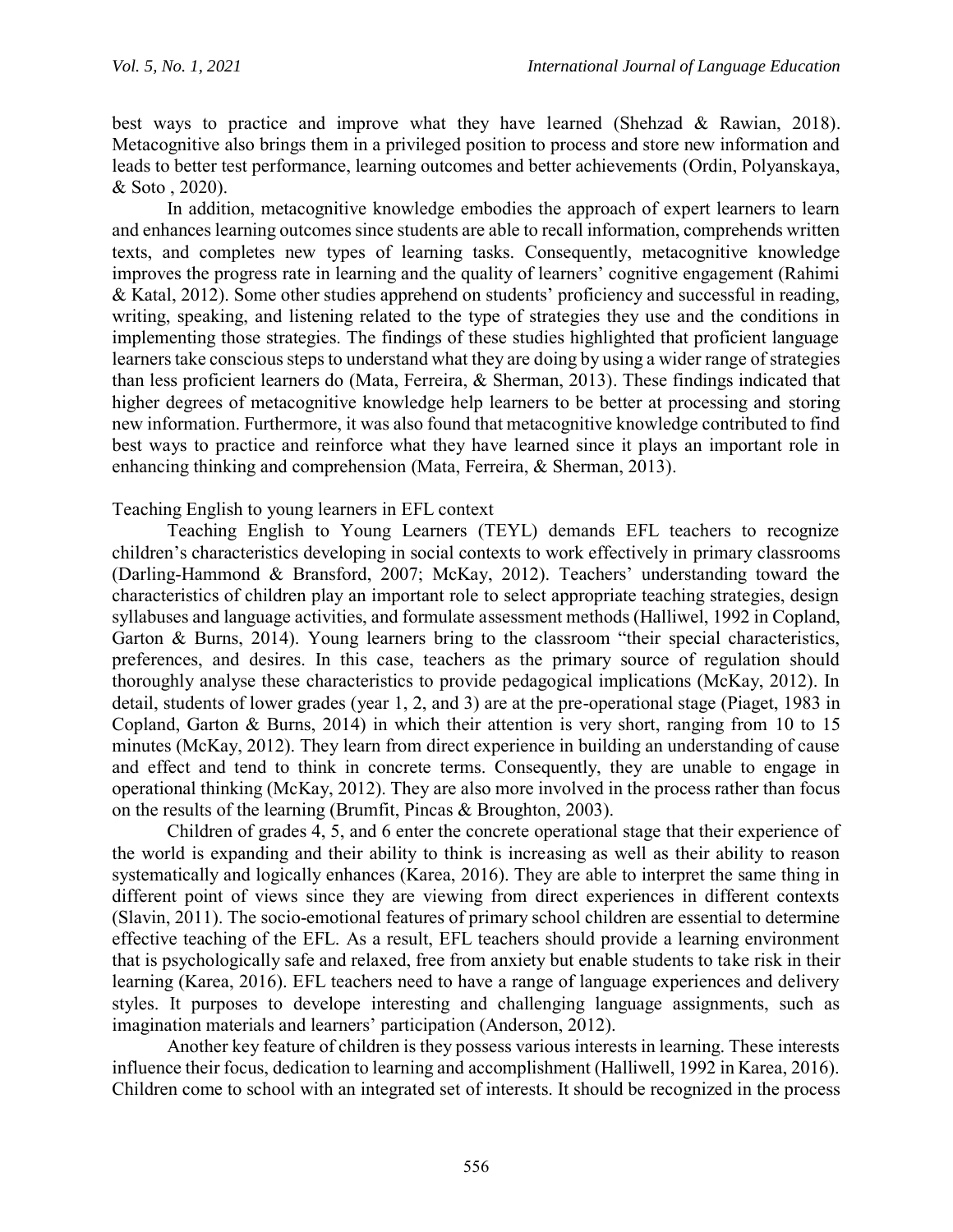best ways to practice and improve what they have learned (Shehzad & Rawian, 2018). Metacognitive also brings them in a privileged position to process and store new information and leads to better test performance, learning outcomes and better achievements (Ordin, Polyanskaya, & Soto , 2020).

In addition, metacognitive knowledge embodies the approach of expert learners to learn and enhances learning outcomes since students are able to recall information, comprehends written texts, and completes new types of learning tasks. Consequently, metacognitive knowledge improves the progress rate in learning and the quality of learners' cognitive engagement (Rahimi & Katal, 2012). Some other studies apprehend on students' proficiency and successful in reading, writing, speaking, and listening related to the type of strategies they use and the conditions in implementing those strategies. The findings of these studies highlighted that proficient language learners take conscious steps to understand what they are doing by using a wider range of strategies than less proficient learners do (Mata, Ferreira, & Sherman, 2013). These findings indicated that higher degrees of metacognitive knowledge help learners to be better at processing and storing new information. Furthermore, it was also found that metacognitive knowledge contributed to find best ways to practice and reinforce what they have learned since it plays an important role in enhancing thinking and comprehension (Mata, Ferreira, & Sherman, 2013).

### Teaching English to young learners in EFL context

Teaching English to Young Learners (TEYL) demands EFL teachers to recognize children's characteristics developing in social contexts to work effectively in primary classrooms (Darling-Hammond & Bransford, 2007; McKay, 2012). Teachers' understanding toward the characteristics of children play an important role to select appropriate teaching strategies, design syllabuses and language activities, and formulate assessment methods (Halliwel, 1992 in Copland, Garton & Burns, 2014). Young learners bring to the classroom "their special characteristics, preferences, and desires. In this case, teachers as the primary source of regulation should thoroughly analyse these characteristics to provide pedagogical implications (McKay, 2012). In detail, students of lower grades (year 1, 2, and 3) are at the pre-operational stage (Piaget, 1983 in Copland, Garton & Burns, 2014) in which their attention is very short, ranging from 10 to 15 minutes (McKay, 2012). They learn from direct experience in building an understanding of cause and effect and tend to think in concrete terms. Consequently, they are unable to engage in operational thinking (McKay, 2012). They are also more involved in the process rather than focus on the results of the learning (Brumfit, Pincas & Broughton, 2003).

Children of grades 4, 5, and 6 enter the concrete operational stage that their experience of the world is expanding and their ability to think is increasing as well as their ability to reason systematically and logically enhances (Karea, 2016). They are able to interpret the same thing in different point of views since they are viewing from direct experiences in different contexts (Slavin, 2011). The socio-emotional features of primary school children are essential to determine effective teaching of the EFL. As a result, EFL teachers should provide a learning environment that is psychologically safe and relaxed, free from anxiety but enable students to take risk in their learning (Karea, 2016). EFL teachers need to have a range of language experiences and delivery styles. It purposes to develope interesting and challenging language assignments, such as imagination materials and learners' participation (Anderson, 2012).

Another key feature of children is they possess various interests in learning. These interests influence their focus, dedication to learning and accomplishment (Halliwell, 1992 in Karea, 2016). Children come to school with an integrated set of interests. It should be recognized in the process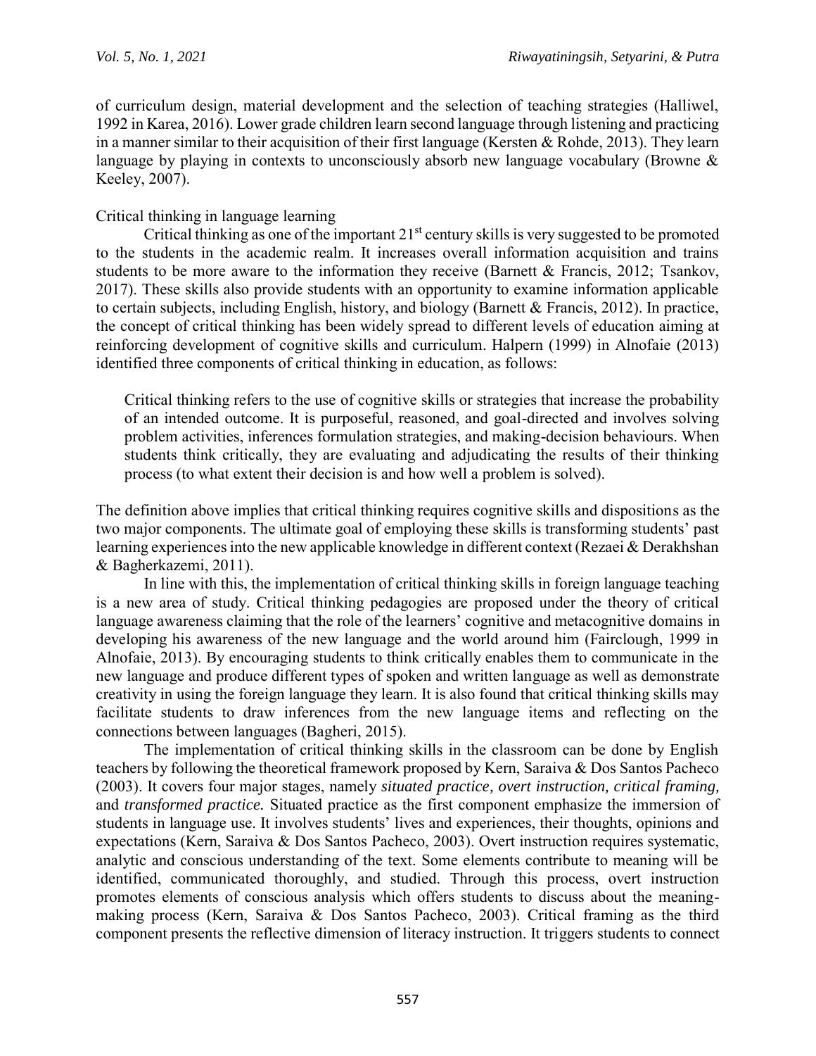of curriculum design, material development and the selection of teaching strategies (Halliwel, 1992 in Karea, 2016). Lower grade children learn second language through listening and practicing in a manner similar to their acquisition of their first language (Kersten & Rohde, 2013). They learn language by playing in contexts to unconsciously absorb new language vocabulary (Browne & Keeley, 2007).

Critical thinking in language learning

Critical thinking as one of the important 21st century skills is very suggested to be promoted to the students in the academic realm. It increases overall information acquisition and trains students to be more aware to the information they receive (Barnett & Francis, 2012; Tsankov, 2017). These skills also provide students with an opportunity to examine information applicable to certain subjects, including English, history, and biology (Barnett & Francis, 2012). In practice, the concept of critical thinking has been widely spread to different levels of education aiming at reinforcing development of cognitive skills and curriculum. Halpern (1999) in Alnofaie (2013) identified three components of critical thinking in education, as follows:

> Critical thinking refers to the use of cognitive skills or strategies that increase the probability of an intended outcome. It is purposeful, reasoned, and goal-directed and involves solving problem activities, inferences formulation strategies, and making-decision behaviours. When students think critically, they are evaluating and adjudicating the results of their thinking process (to what extent their decision is and how well a problem is solved).

The definition above implies that critical thinking requires cognitive skills and dispositions as the two major components. The ultimate goal of employing these skills is transforming students' past learning experiences into the new applicable knowledge in different context (Rezaei & Derakhshan & Bagherkazemi, 2011).

In line with this, the implementation of critical thinking skills in foreign language teaching is a new area of study. Critical thinking pedagogies are proposed under the theory of critical language awareness claiming that the role of the learners' cognitive and metacognitive domains in developing his awareness of the new language and the world around him (Fairclough, 1999 in Alnofaie, 2013). By encouraging students to think critically enables them to communicate in the new language and produce different types of spoken and written language as well as demonstrate creativity in using the foreign language they learn. It is also found that critical thinking skills may facilitate students to draw inferences from the new language items and reflecting on the connections between languages (Bagheri, 2015).

The implementation of critical thinking skills in the classroom can be done by English teachers by following the theoretical framework proposed by Kern, Saraiva & Dos Santos Pacheco (2003). It covers four major stages, namely *situated practice, overt instruction, critical framing,* and *transformed practice.* Situated practice as the first component emphasize the immersion of students in language use. It involves students' lives and experiences, their thoughts, opinions and expectations (Kern, Saraiva & Dos Santos Pacheco, 2003). Overt instruction requires systematic, analytic and conscious understanding of the text. Some elements contribute to meaning will be identified, communicated thoroughly, and studied. Through this process, overt instruction promotes elements of conscious analysis which offers students to discuss about the meaning-making process (Kern, Saraiva & Dos Santos Pacheco, 2003). Critical framing as the third component presents the reflective dimension of literacy instruction. It triggers students to connect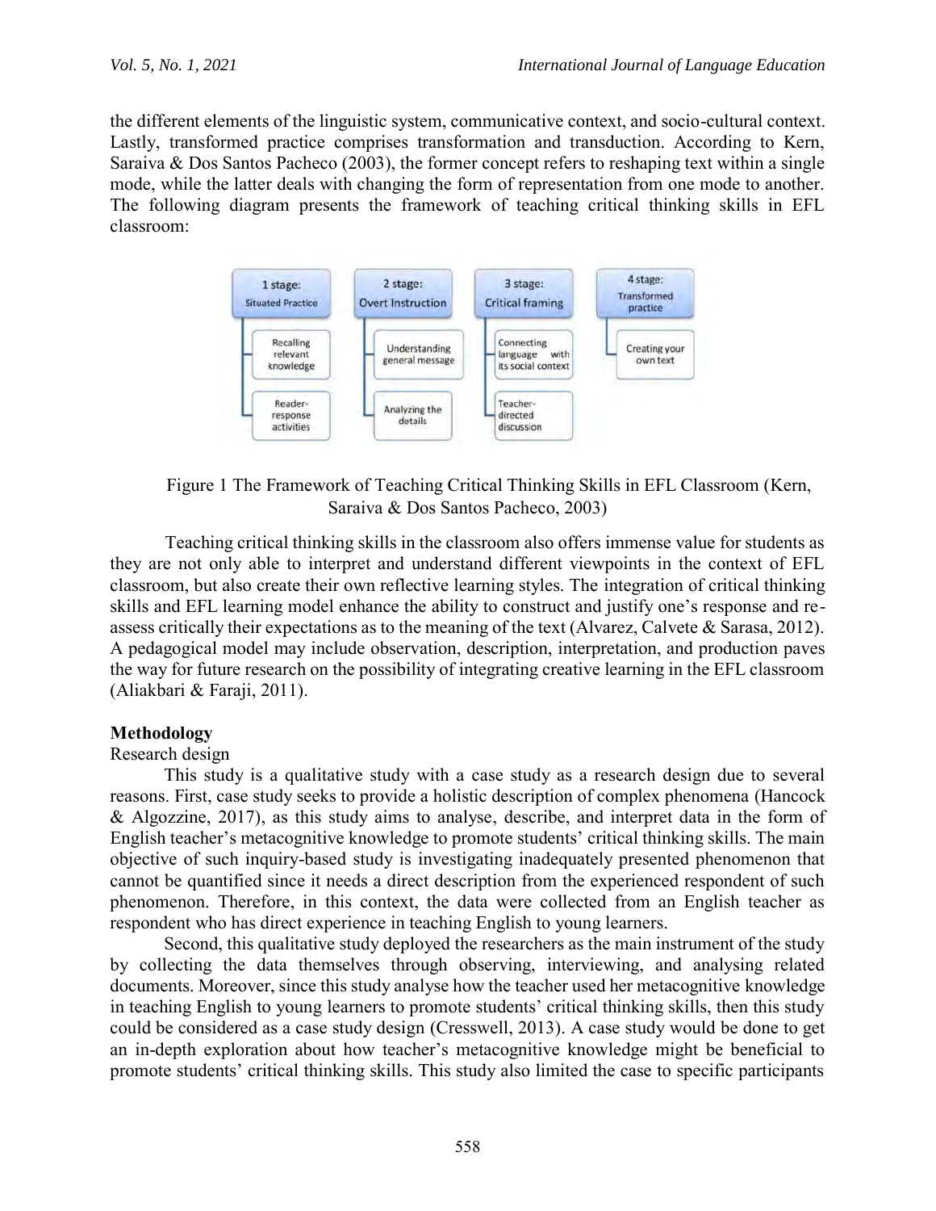the different elements of the linguistic system, communicative context, and socio-cultural context. Lastly, transformed practice comprises transformation and transduction. According to Kern, Saraiva & Dos Santos Pacheco (2003), the former concept refers to reshaping text within a single mode, while the latter deals with changing the form of representation from one mode to another. The following diagram presents the framework of teaching critical thinking skills in EFL classroom:

Figure 1 The Framework of Teaching Critical Thinking Skills in EFL Classroom (Kern, Saraiva & Dos Santos Pacheco, 2003)

Teaching critical thinking skills in the classroom also offers immense value for students as they are not only able to interpret and understand different viewpoints in the context of EFL classroom, but also create their own reflective learning styles. The integration of critical thinking skills and EFL learning model enhance the ability to construct and justify one's response and re-assess critically their expectations as to the meaning of the text (Alvarez, Calvete & Sarasa, 2012). A pedagogical model may include observation, description, interpretation, and production paves the way for future research on the possibility of integrating creative learning in the EFL classroom (Aliakbari & Faraji, 2011).

## Methodology

### Research design

This study is a qualitative study with a case study as a research design due to several reasons. First, case study seeks to provide a holistic description of complex phenomena (Hancock & Algozzine, 2017), as this study aims to analyse, describe, and interpret data in the form of English teacher's metacognitive knowledge to promote students' critical thinking skills. The main objective of such inquiry-based study is investigating inadequately presented phenomenon that cannot be quantified since it needs a direct description from the experienced respondent of such phenomenon. Therefore, in this context, the data were collected from an English teacher as respondent who has direct experience in teaching English to young learners.

Second, this qualitative study deployed the researchers as the main instrument of the study by collecting the data themselves through observing, interviewing, and analysing related documents. Moreover, since this study analyse how the teacher used her metacognitive knowledge in teaching English to young learners to promote students' critical thinking skills, then this study could be considered as a case study design (Cresswell, 2013). A case study would be done to get an in-depth exploration about how teacher's metacognitive knowledge might be beneficial to promote students' critical thinking skills. This study also limited the case to specific participants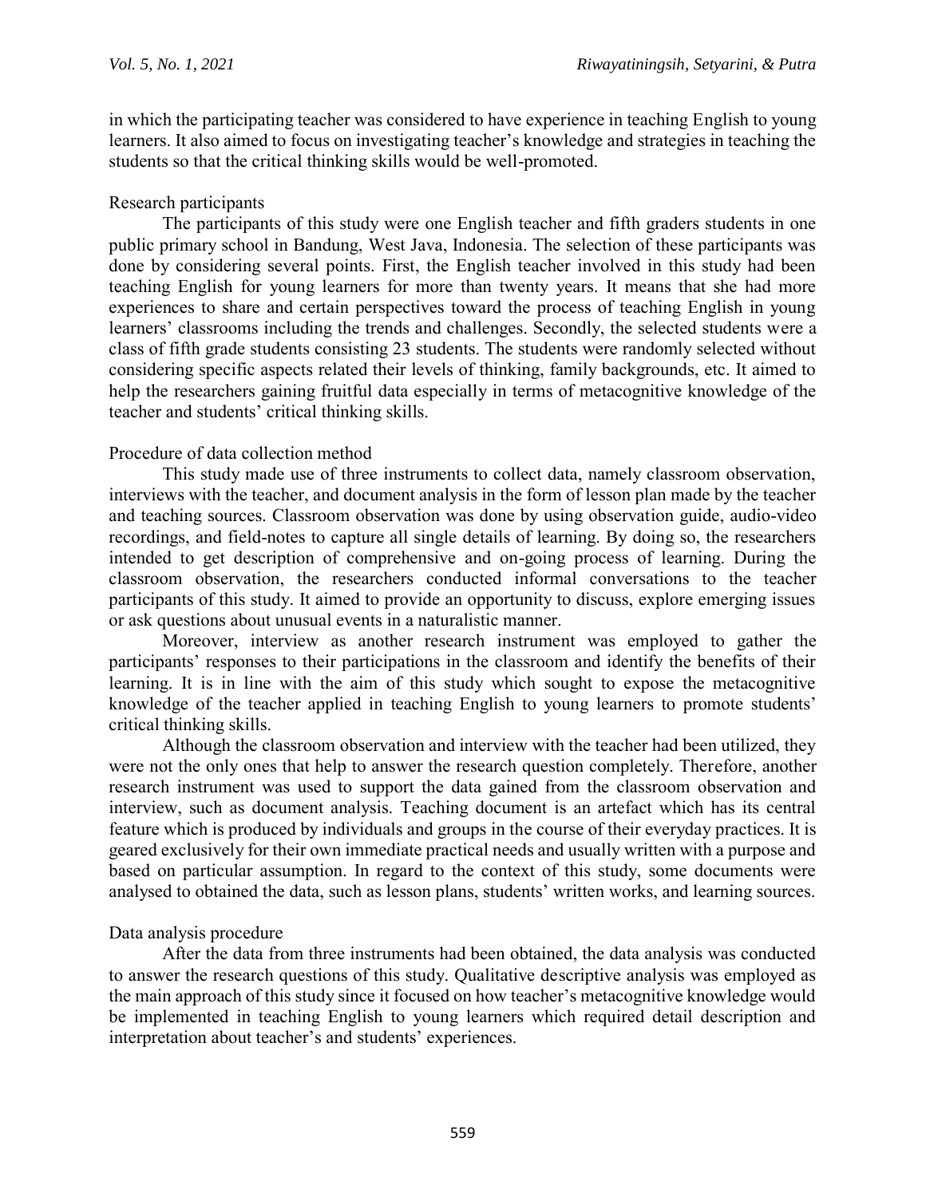in which the participating teacher was considered to have experience in teaching English to young learners. It also aimed to focus on investigating teacher's knowledge and strategies in teaching the students so that the critical thinking skills would be well-promoted.

### Research participants

The participants of this study were one English teacher and fifth graders students in one public primary school in Bandung, West Java, Indonesia. The selection of these participants was done by considering several points. First, the English teacher involved in this study had been teaching English for young learners for more than twenty years. It means that she had more experiences to share and certain perspectives toward the process of teaching English in young learners' classrooms including the trends and challenges. Secondly, the selected students were a class of fifth grade students consisting 23 students. The students were randomly selected without considering specific aspects related their levels of thinking, family backgrounds, etc. It aimed to help the researchers gaining fruitful data especially in terms of metacognitive knowledge of the teacher and students' critical thinking skills.

### Procedure of data collection method

This study made use of three instruments to collect data, namely classroom observation, interviews with the teacher, and document analysis in the form of lesson plan made by the teacher and teaching sources. Classroom observation was done by using observation guide, audio-video recordings, and field-notes to capture all single details of learning. By doing so, the researchers intended to get description of comprehensive and on-going process of learning. During the classroom observation, the researchers conducted informal conversations to the teacher participants of this study. It aimed to provide an opportunity to discuss, explore emerging issues or ask questions about unusual events in a naturalistic manner.

Moreover, interview as another research instrument was employed to gather the participants' responses to their participations in the classroom and identify the benefits of their learning. It is in line with the aim of this study which sought to expose the metacognitive knowledge of the teacher applied in teaching English to young learners to promote students' critical thinking skills.

Although the classroom observation and interview with the teacher had been utilized, they were not the only ones that help to answer the research question completely. Therefore, another research instrument was used to support the data gained from the classroom observation and interview, such as document analysis. Teaching document is an artefact which has its central feature which is produced by individuals and groups in the course of their everyday practices. It is geared exclusively for their own immediate practical needs and usually written with a purpose and based on particular assumption. In regard to the context of this study, some documents were analysed to obtained the data, such as lesson plans, students' written works, and learning sources.

### Data analysis procedure

After the data from three instruments had been obtained, the data analysis was conducted to answer the research questions of this study. Qualitative descriptive analysis was employed as the main approach of this study since it focused on how teacher's metacognitive knowledge would be implemented in teaching English to young learners which required detail description and interpretation about teacher's and students' experiences.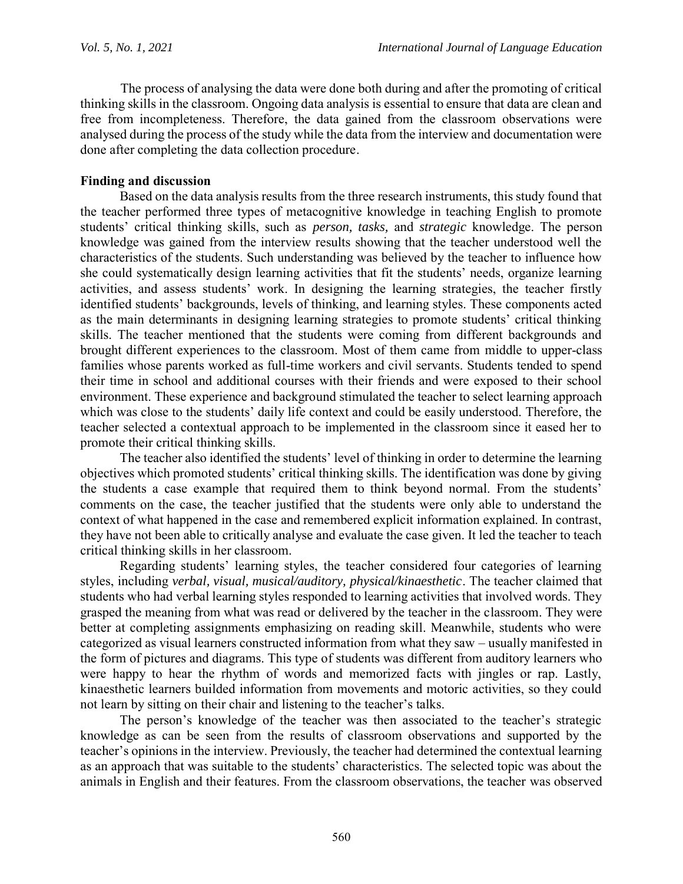The process of analysing the data were done both during and after the promoting of critical thinking skills in the classroom. Ongoing data analysis is essential to ensure that data are clean and free from incompleteness. Therefore, the data gained from the classroom observations were analysed during the process of the study while the data from the interview and documentation were done after completing the data collection procedure.

## Finding and discussion

Based on the data analysis results from the three research instruments, this study found that the teacher performed three types of metacognitive knowledge in teaching English to promote students' critical thinking skills, such as *person, tasks,* and *strategic* knowledge. The person knowledge was gained from the interview results showing that the teacher understood well the characteristics of the students. Such understanding was believed by the teacher to influence how she could systematically design learning activities that fit the students' needs, organize learning activities, and assess students' work. In designing the learning strategies, the teacher firstly identified students' backgrounds, levels of thinking, and learning styles. These components acted as the main determinants in designing learning strategies to promote students' critical thinking skills. The teacher mentioned that the students were coming from different backgrounds and brought different experiences to the classroom. Most of them came from middle to upper-class families whose parents worked as full-time workers and civil servants. Students tended to spend their time in school and additional courses with their friends and were exposed to their school environment. These experience and background stimulated the teacher to select learning approach which was close to the students' daily life context and could be easily understood. Therefore, the teacher selected a contextual approach to be implemented in the classroom since it eased her to promote their critical thinking skills.

The teacher also identified the students' level of thinking in order to determine the learning objectives which promoted students' critical thinking skills. The identification was done by giving the students a case example that required them to think beyond normal. From the students' comments on the case, the teacher justified that the students were only able to understand the context of what happened in the case and remembered explicit information explained. In contrast, they have not been able to critically analyse and evaluate the case given. It led the teacher to teach critical thinking skills in her classroom.

Regarding students' learning styles, the teacher considered four categories of learning styles, including *verbal, visual, musical/auditory, physical/kinaesthetic*. The teacher claimed that students who had verbal learning styles responded to learning activities that involved words. They grasped the meaning from what was read or delivered by the teacher in the classroom. They were better at completing assignments emphasizing on reading skill. Meanwhile, students who were categorized as visual learners constructed information from what they saw – usually manifested in the form of pictures and diagrams. This type of students was different from auditory learners who were happy to hear the rhythm of words and memorized facts with jingles or rap. Lastly, kinaesthetic learners builded information from movements and motoric activities, so they could not learn by sitting on their chair and listening to the teacher's talks.

The person's knowledge of the teacher was then associated to the teacher's strategic knowledge as can be seen from the results of classroom observations and supported by the teacher's opinions in the interview. Previously, the teacher had determined the contextual learning as an approach that was suitable to the students' characteristics. The selected topic was about the animals in English and their features. From the classroom observations, the teacher was observed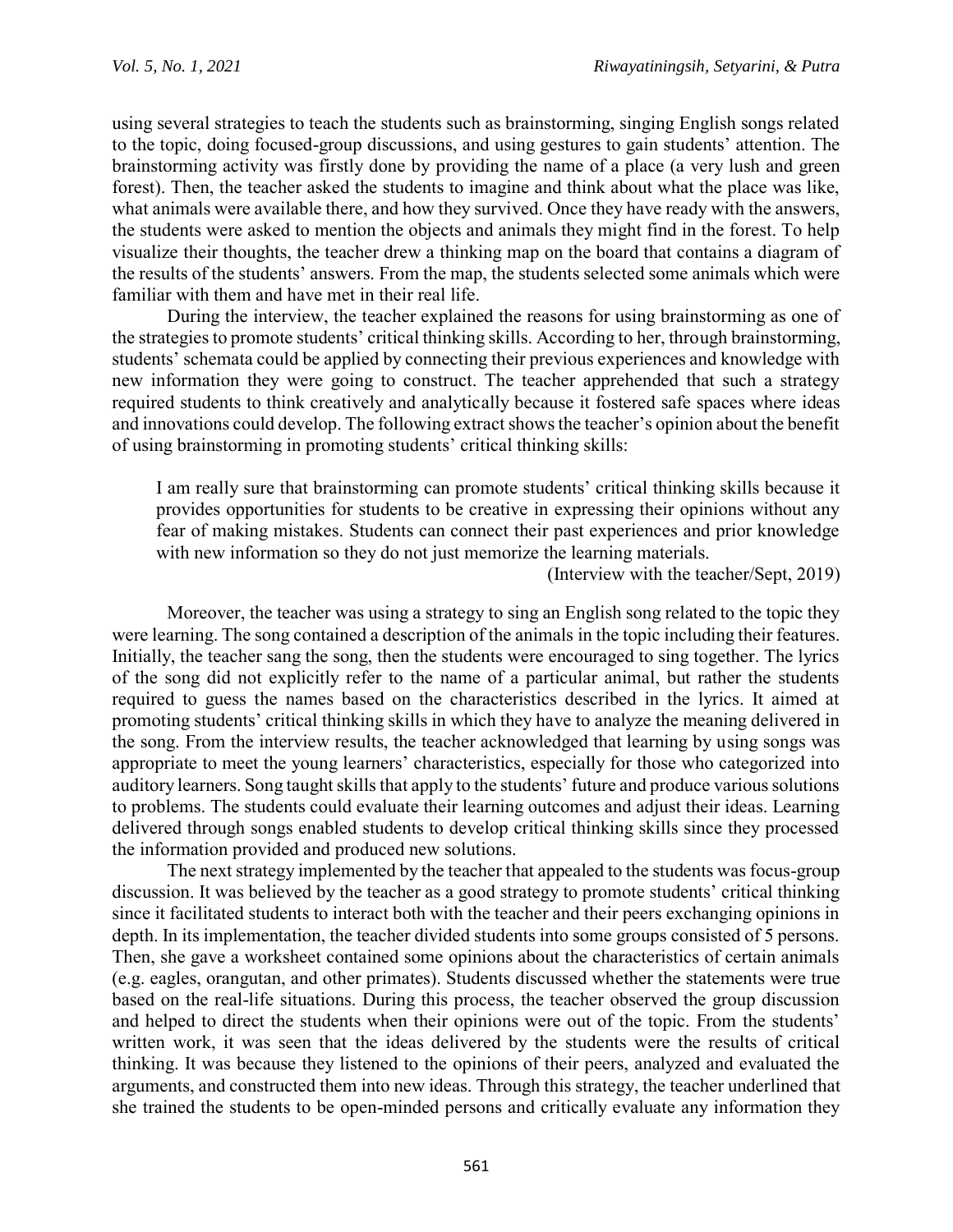using several strategies to teach the students such as brainstorming, singing English songs related to the topic, doing focused-group discussions, and using gestures to gain students' attention. The brainstorming activity was firstly done by providing the name of a place (a very lush and green forest). Then, the teacher asked the students to imagine and think about what the place was like, what animals were available there, and how they survived. Once they have ready with the answers, the students were asked to mention the objects and animals they might find in the forest. To help visualize their thoughts, the teacher drew a thinking map on the board that contains a diagram of the results of the students' answers. From the map, the students selected some animals which were familiar with them and have met in their real life.

During the interview, the teacher explained the reasons for using brainstorming as one of the strategies to promote students' critical thinking skills. According to her, through brainstorming, students' schemata could be applied by connecting their previous experiences and knowledge with new information they were going to construct. The teacher apprehended that such a strategy required students to think creatively and analytically because it fostered safe spaces where ideas and innovations could develop. The following extract shows the teacher's opinion about the benefit of using brainstorming in promoting students' critical thinking skills:

> I am really sure that brainstorming can promote students' critical thinking skills because it provides opportunities for students to be creative in expressing their opinions without any fear of making mistakes. Students can connect their past experiences and prior knowledge with new information so they do not just memorize the learning materials.
>
> (Interview with the teacher/Sept, 2019)

Moreover, the teacher was using a strategy to sing an English song related to the topic they were learning. The song contained a description of the animals in the topic including their features. Initially, the teacher sang the song, then the students were encouraged to sing together. The lyrics of the song did not explicitly refer to the name of a particular animal, but rather the students required to guess the names based on the characteristics described in the lyrics. It aimed at promoting students' critical thinking skills in which they have to analyze the meaning delivered in the song. From the interview results, the teacher acknowledged that learning by using songs was appropriate to meet the young learners' characteristics, especially for those who categorized into auditory learners. Song taught skills that apply to the students' future and produce various solutions to problems. The students could evaluate their learning outcomes and adjust their ideas. Learning delivered through songs enabled students to develop critical thinking skills since they processed the information provided and produced new solutions.

The next strategy implemented by the teacher that appealed to the students was focus-group discussion. It was believed by the teacher as a good strategy to promote students' critical thinking since it facilitated students to interact both with the teacher and their peers exchanging opinions in depth. In its implementation, the teacher divided students into some groups consisted of 5 persons. Then, she gave a worksheet contained some opinions about the characteristics of certain animals (e.g. eagles, orangutan, and other primates). Students discussed whether the statements were true based on the real-life situations. During this process, the teacher observed the group discussion and helped to direct the students when their opinions were out of the topic. From the students' written work, it was seen that the ideas delivered by the students were the results of critical thinking. It was because they listened to the opinions of their peers, analyzed and evaluated the arguments, and constructed them into new ideas. Through this strategy, the teacher underlined that she trained the students to be open-minded persons and critically evaluate any information they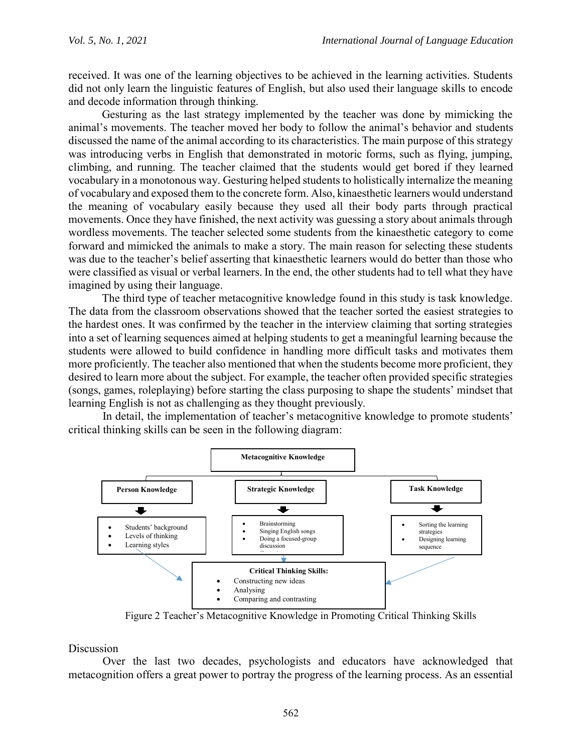received. It was one of the learning objectives to be achieved in the learning activities. Students did not only learn the linguistic features of English, but also used their language skills to encode and decode information through thinking.

Gesturing as the last strategy implemented by the teacher was done by mimicking the animal's movements. The teacher moved her body to follow the animal's behavior and students discussed the name of the animal according to its characteristics. The main purpose of this strategy was introducing verbs in English that demonstrated in motoric forms, such as flying, jumping, climbing, and running. The teacher claimed that the students would get bored if they learned vocabulary in a monotonous way. Gesturing helped students to holistically internalize the meaning of vocabulary and exposed them to the concrete form. Also, kinaesthetic learners would understand the meaning of vocabulary easily because they used all their body parts through practical movements. Once they have finished, the next activity was guessing a story about animals through wordless movements. The teacher selected some students from the kinaesthetic category to come forward and mimicked the animals to make a story. The main reason for selecting these students was due to the teacher's belief asserting that kinaesthetic learners would do better than those who were classified as visual or verbal learners. In the end, the other students had to tell what they have imagined by using their language.

The third type of teacher metacognitive knowledge found in this study is task knowledge. The data from the classroom observations showed that the teacher sorted the easiest strategies to the hardest ones. It was confirmed by the teacher in the interview claiming that sorting strategies into a set of learning sequences aimed at helping students to get a meaningful learning because the students were allowed to build confidence in handling more difficult tasks and motivates them more proficiently. The teacher also mentioned that when the students become more proficient, they desired to learn more about the subject. For example, the teacher often provided specific strategies (songs, games, roleplaying) before starting the class purposing to shape the students' mindset that learning English is not as challenging as they thought previously.

In detail, the implementation of teacher's metacognitive knowledge to promote students' critical thinking skills can be seen in the following diagram:

**Metacognitive Knowledge**

**Person Knowledge**
- Students' background
- Levels of thinking
- Learning styles

**Strategic Knowledge**
- Brainstorming
- Singing English songs
- Doing a focused-group discussion

**Task Knowledge**
- Sorting the learning strategies
- Designing learning sequence

**Critical Thinking Skills:**
- Constructing new ideas
- Analysing
- Comparing and contrasting

Figure 2 Teacher's Metacognitive Knowledge in Promoting Critical Thinking Skills

## Discussion

Over the last two decades, psychologists and educators have acknowledged that metacognition offers a great power to portray the progress of the learning process. As an essential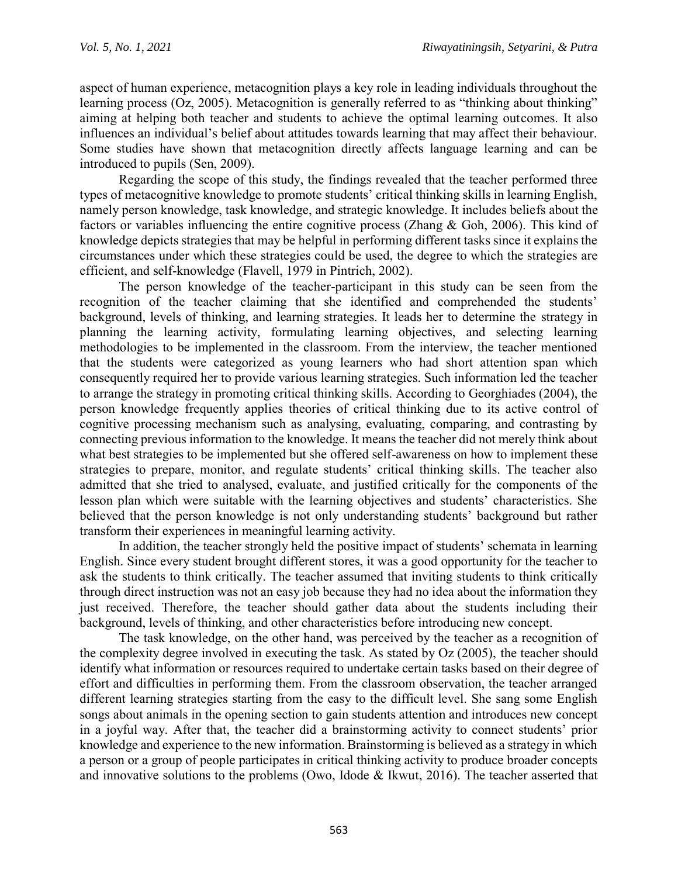aspect of human experience, metacognition plays a key role in leading individuals throughout the learning process (Oz, 2005). Metacognition is generally referred to as "thinking about thinking" aiming at helping both teacher and students to achieve the optimal learning outcomes. It also influences an individual's belief about attitudes towards learning that may affect their behaviour. Some studies have shown that metacognition directly affects language learning and can be introduced to pupils (Sen, 2009).

Regarding the scope of this study, the findings revealed that the teacher performed three types of metacognitive knowledge to promote students' critical thinking skills in learning English, namely person knowledge, task knowledge, and strategic knowledge. It includes beliefs about the factors or variables influencing the entire cognitive process (Zhang & Goh, 2006). This kind of knowledge depicts strategies that may be helpful in performing different tasks since it explains the circumstances under which these strategies could be used, the degree to which the strategies are efficient, and self-knowledge (Flavell, 1979 in Pintrich, 2002).

The person knowledge of the teacher-participant in this study can be seen from the recognition of the teacher claiming that she identified and comprehended the students' background, levels of thinking, and learning strategies. It leads her to determine the strategy in planning the learning activity, formulating learning objectives, and selecting learning methodologies to be implemented in the classroom. From the interview, the teacher mentioned that the students were categorized as young learners who had short attention span which consequently required her to provide various learning strategies. Such information led the teacher to arrange the strategy in promoting critical thinking skills. According to Georghiades (2004), the person knowledge frequently applies theories of critical thinking due to its active control of cognitive processing mechanism such as analysing, evaluating, comparing, and contrasting by connecting previous information to the knowledge. It means the teacher did not merely think about what best strategies to be implemented but she offered self-awareness on how to implement these strategies to prepare, monitor, and regulate students' critical thinking skills. The teacher also admitted that she tried to analysed, evaluate, and justified critically for the components of the lesson plan which were suitable with the learning objectives and students' characteristics. She believed that the person knowledge is not only understanding students' background but rather transform their experiences in meaningful learning activity.

In addition, the teacher strongly held the positive impact of students' schemata in learning English. Since every student brought different stores, it was a good opportunity for the teacher to ask the students to think critically. The teacher assumed that inviting students to think critically through direct instruction was not an easy job because they had no idea about the information they just received. Therefore, the teacher should gather data about the students including their background, levels of thinking, and other characteristics before introducing new concept.

The task knowledge, on the other hand, was perceived by the teacher as a recognition of the complexity degree involved in executing the task. As stated by Oz (2005), the teacher should identify what information or resources required to undertake certain tasks based on their degree of effort and difficulties in performing them. From the classroom observation, the teacher arranged different learning strategies starting from the easy to the difficult level. She sang some English songs about animals in the opening section to gain students attention and introduces new concept in a joyful way. After that, the teacher did a brainstorming activity to connect students' prior knowledge and experience to the new information. Brainstorming is believed as a strategy in which a person or a group of people participates in critical thinking activity to produce broader concepts and innovative solutions to the problems (Owo, Idode & Ikwut, 2016). The teacher asserted that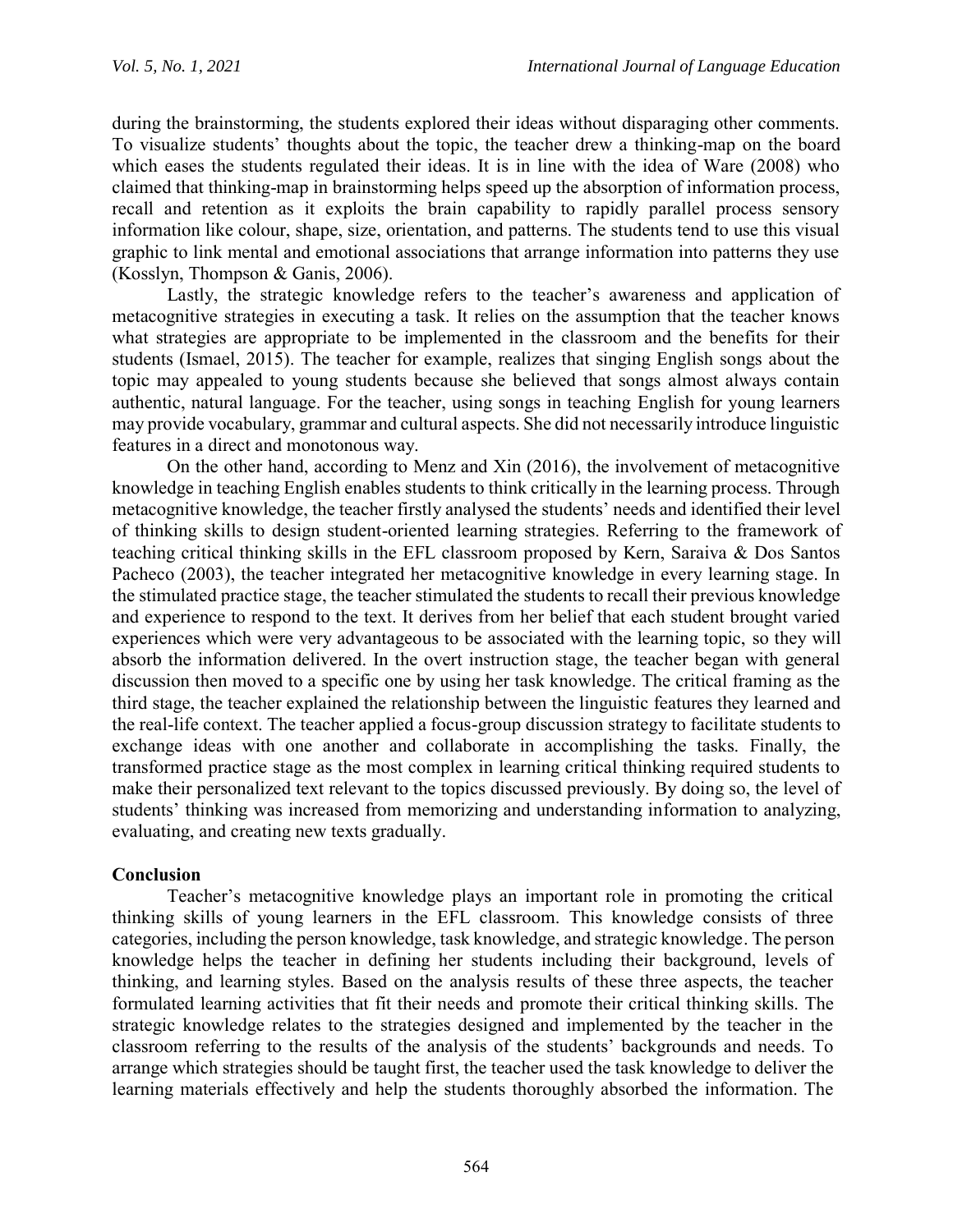during the brainstorming, the students explored their ideas without disparaging other comments. To visualize students' thoughts about the topic, the teacher drew a thinking-map on the board which eases the students regulated their ideas. It is in line with the idea of Ware (2008) who claimed that thinking-map in brainstorming helps speed up the absorption of information process, recall and retention as it exploits the brain capability to rapidly parallel process sensory information like colour, shape, size, orientation, and patterns. The students tend to use this visual graphic to link mental and emotional associations that arrange information into patterns they use (Kosslyn, Thompson & Ganis, 2006).

Lastly, the strategic knowledge refers to the teacher's awareness and application of metacognitive strategies in executing a task. It relies on the assumption that the teacher knows what strategies are appropriate to be implemented in the classroom and the benefits for their students (Ismael, 2015). The teacher for example, realizes that singing English songs about the topic may appealed to young students because she believed that songs almost always contain authentic, natural language. For the teacher, using songs in teaching English for young learners may provide vocabulary, grammar and cultural aspects. She did not necessarily introduce linguistic features in a direct and monotonous way.

On the other hand, according to Menz and Xin (2016), the involvement of metacognitive knowledge in teaching English enables students to think critically in the learning process. Through metacognitive knowledge, the teacher firstly analysed the students' needs and identified their level of thinking skills to design student-oriented learning strategies. Referring to the framework of teaching critical thinking skills in the EFL classroom proposed by Kern, Saraiva & Dos Santos Pacheco (2003), the teacher integrated her metacognitive knowledge in every learning stage. In the stimulated practice stage, the teacher stimulated the students to recall their previous knowledge and experience to respond to the text. It derives from her belief that each student brought varied experiences which were very advantageous to be associated with the learning topic, so they will absorb the information delivered. In the overt instruction stage, the teacher began with general discussion then moved to a specific one by using her task knowledge. The critical framing as the third stage, the teacher explained the relationship between the linguistic features they learned and the real-life context. The teacher applied a focus-group discussion strategy to facilitate students to exchange ideas with one another and collaborate in accomplishing the tasks. Finally, the transformed practice stage as the most complex in learning critical thinking required students to make their personalized text relevant to the topics discussed previously. By doing so, the level of students' thinking was increased from memorizing and understanding information to analyzing, evaluating, and creating new texts gradually.

## Conclusion

Teacher's metacognitive knowledge plays an important role in promoting the critical thinking skills of young learners in the EFL classroom. This knowledge consists of three categories, including the person knowledge, task knowledge, and strategic knowledge. The person knowledge helps the teacher in defining her students including their background, levels of thinking, and learning styles. Based on the analysis results of these three aspects, the teacher formulated learning activities that fit their needs and promote their critical thinking skills. The strategic knowledge relates to the strategies designed and implemented by the teacher in the classroom referring to the results of the analysis of the students' backgrounds and needs. To arrange which strategies should be taught first, the teacher used the task knowledge to deliver the learning materials effectively and help the students thoroughly absorbed the information. The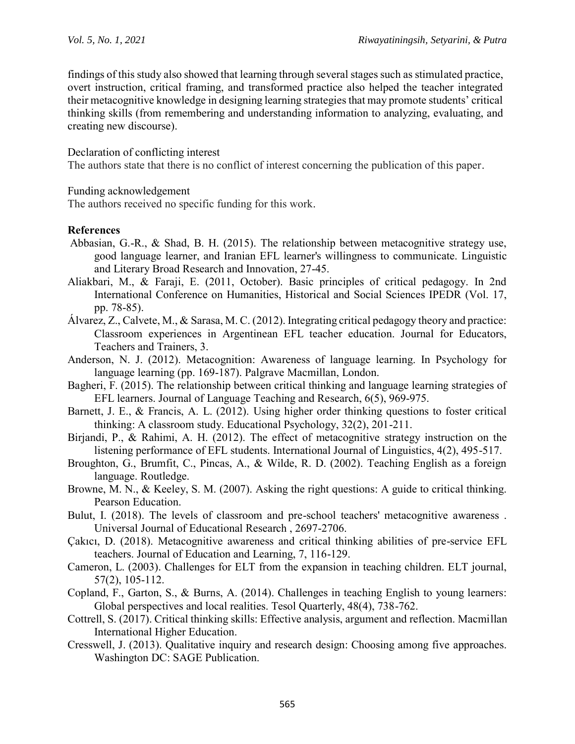findings of this study also showed that learning through several stages such as stimulated practice, overt instruction, critical framing, and transformed practice also helped the teacher integrated their metacognitive knowledge in designing learning strategies that may promote students' critical thinking skills (from remembering and understanding information to analyzing, evaluating, and creating new discourse).

Declaration of conflicting interest

The authors state that there is no conflict of interest concerning the publication of this paper.

Funding acknowledgement

The authors received no specific funding for this work.

## References

Abbasian, G.-R., & Shad, B. H. (2015). The relationship between metacognitive strategy use, good language learner, and Iranian EFL learner's willingness to communicate. Linguistic and Literary Broad Research and Innovation, 27-45.

Aliakbari, M., & Faraji, E. (2011, October). Basic principles of critical pedagogy. In 2nd International Conference on Humanities, Historical and Social Sciences IPEDR (Vol. 17, pp. 78-85).

Álvarez, Z., Calvete, M., & Sarasa, M. C. (2012). Integrating critical pedagogy theory and practice: Classroom experiences in Argentinean EFL teacher education. Journal for Educators, Teachers and Trainers, 3.

Anderson, N. J. (2012). Metacognition: Awareness of language learning. In Psychology for language learning (pp. 169-187). Palgrave Macmillan, London.

Bagheri, F. (2015). The relationship between critical thinking and language learning strategies of EFL learners. Journal of Language Teaching and Research, 6(5), 969-975.

Barnett, J. E., & Francis, A. L. (2012). Using higher order thinking questions to foster critical thinking: A classroom study. Educational Psychology, 32(2), 201-211.

Birjandi, P., & Rahimi, A. H. (2012). The effect of metacognitive strategy instruction on the listening performance of EFL students. International Journal of Linguistics, 4(2), 495-517.

Broughton, G., Brumfit, C., Pincas, A., & Wilde, R. D. (2002). Teaching English as a foreign language. Routledge.

Browne, M. N., & Keeley, S. M. (2007). Asking the right questions: A guide to critical thinking. Pearson Education.

Bulut, I. (2018). The levels of classroom and pre-school teachers' metacognitive awareness . Universal Journal of Educational Research , 2697-2706.

Çakıcı, D. (2018). Metacognitive awareness and critical thinking abilities of pre-service EFL teachers. Journal of Education and Learning, 7, 116-129.

Cameron, L. (2003). Challenges for ELT from the expansion in teaching children. ELT journal, 57(2), 105-112.

Copland, F., Garton, S., & Burns, A. (2014). Challenges in teaching English to young learners: Global perspectives and local realities. Tesol Quarterly, 48(4), 738-762.

Cottrell, S. (2017). Critical thinking skills: Effective analysis, argument and reflection. Macmillan International Higher Education.

Cresswell, J. (2013). Qualitative inquiry and research design: Choosing among five approaches. Washington DC: SAGE Publication.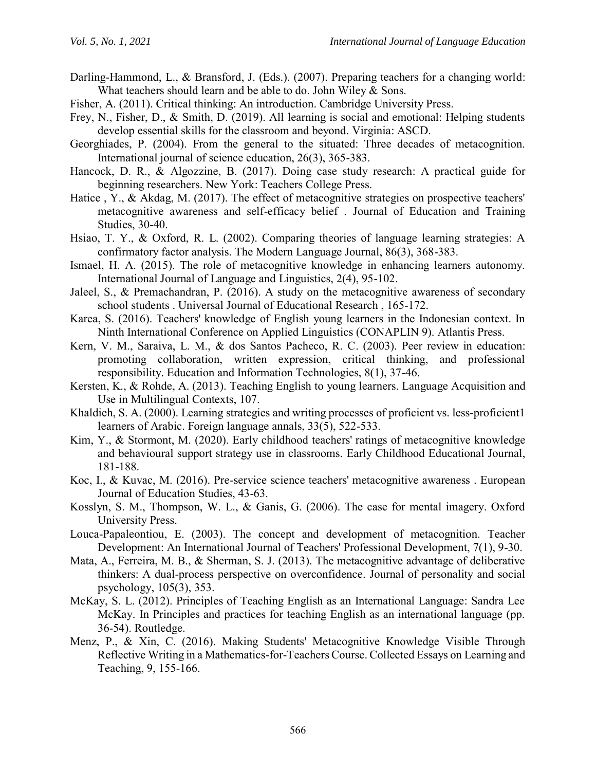Darling-Hammond, L., & Bransford, J. (Eds.). (2007). Preparing teachers for a changing world: What teachers should learn and be able to do. John Wiley & Sons.

Fisher, A. (2011). Critical thinking: An introduction. Cambridge University Press.

Frey, N., Fisher, D., & Smith, D. (2019). All learning is social and emotional: Helping students develop essential skills for the classroom and beyond. Virginia: ASCD.

Georghiades, P. (2004). From the general to the situated: Three decades of metacognition. International journal of science education, 26(3), 365-383.

Hancock, D. R., & Algozzine, B. (2017). Doing case study research: A practical guide for beginning researchers. New York: Teachers College Press.

Hatice , Y., & Akdag, M. (2017). The effect of metacognitive strategies on prospective teachers' metacognitive awareness and self-efficacy belief . Journal of Education and Training Studies, 30-40.

Hsiao, T. Y., & Oxford, R. L. (2002). Comparing theories of language learning strategies: A confirmatory factor analysis. The Modern Language Journal, 86(3), 368-383.

Ismael, H. A. (2015). The role of metacognitive knowledge in enhancing learners autonomy. International Journal of Language and Linguistics, 2(4), 95-102.

Jaleel, S., & Premachandran, P. (2016). A study on the metacognitive awareness of secondary school students . Universal Journal of Educational Research , 165-172.

Karea, S. (2016). Teachers' knowledge of English young learners in the Indonesian context. In Ninth International Conference on Applied Linguistics (CONAPLIN 9). Atlantis Press.

Kern, V. M., Saraiva, L. M., & dos Santos Pacheco, R. C. (2003). Peer review in education: promoting collaboration, written expression, critical thinking, and professional responsibility. Education and Information Technologies, 8(1), 37-46.

Kersten, K., & Rohde, A. (2013). Teaching English to young learners. Language Acquisition and Use in Multilingual Contexts, 107.

Khaldieh, S. A. (2000). Learning strategies and writing processes of proficient vs. less-proficient1 learners of Arabic. Foreign language annals, 33(5), 522-533.

Kim, Y., & Stormont, M. (2020). Early childhood teachers' ratings of metacognitive knowledge and behavioural support strategy use in classrooms. Early Childhood Educational Journal, 181-188.

Koc, I., & Kuvac, M. (2016). Pre-service science teachers' metacognitive awareness . European Journal of Education Studies, 43-63.

Kosslyn, S. M., Thompson, W. L., & Ganis, G. (2006). The case for mental imagery. Oxford University Press.

Louca-Papaleontiou, E. (2003). The concept and development of metacognition. Teacher Development: An International Journal of Teachers' Professional Development, 7(1), 9-30.

Mata, A., Ferreira, M. B., & Sherman, S. J. (2013). The metacognitive advantage of deliberative thinkers: A dual-process perspective on overconfidence. Journal of personality and social psychology, 105(3), 353.

McKay, S. L. (2012). Principles of Teaching English as an International Language: Sandra Lee McKay. In Principles and practices for teaching English as an international language (pp. 36-54). Routledge.

Menz, P., & Xin, C. (2016). Making Students' Metacognitive Knowledge Visible Through Reflective Writing in a Mathematics-for-Teachers Course. Collected Essays on Learning and Teaching, 9, 155-166.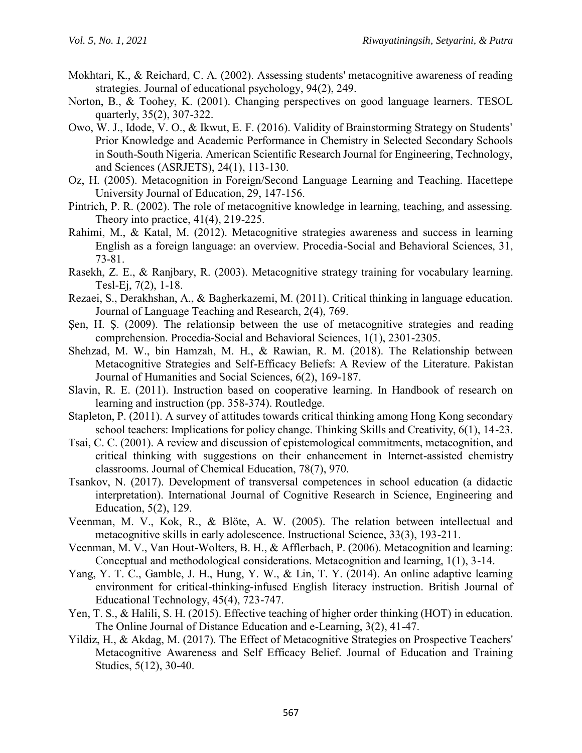Mokhtari, K., & Reichard, C. A. (2002). Assessing students' metacognitive awareness of reading strategies. Journal of educational psychology, 94(2), 249.

Norton, B., & Toohey, K. (2001). Changing perspectives on good language learners. TESOL quarterly, 35(2), 307-322.

Owo, W. J., Idode, V. O., & Ikwut, E. F. (2016). Validity of Brainstorming Strategy on Students' Prior Knowledge and Academic Performance in Chemistry in Selected Secondary Schools in South-South Nigeria. American Scientific Research Journal for Engineering, Technology, and Sciences (ASRJETS), 24(1), 113-130.

Oz, H. (2005). Metacognition in Foreign/Second Language Learning and Teaching. Hacettepe University Journal of Education, 29, 147-156.

Pintrich, P. R. (2002). The role of metacognitive knowledge in learning, teaching, and assessing. Theory into practice, 41(4), 219-225.

Rahimi, M., & Katal, M. (2012). Metacognitive strategies awareness and success in learning English as a foreign language: an overview. Procedia-Social and Behavioral Sciences, 31, 73-81.

Rasekh, Z. E., & Ranjbary, R. (2003). Metacognitive strategy training for vocabulary learning. Tesl-Ej, 7(2), 1-18.

Rezaei, S., Derakhshan, A., & Bagherkazemi, M. (2011). Critical thinking in language education. Journal of Language Teaching and Research, 2(4), 769.

Şen, H. Ş. (2009). The relationsip between the use of metacognitive strategies and reading comprehension. Procedia-Social and Behavioral Sciences, 1(1), 2301-2305.

Shehzad, M. W., bin Hamzah, M. H., & Rawian, R. M. (2018). The Relationship between Metacognitive Strategies and Self-Efficacy Beliefs: A Review of the Literature. Pakistan Journal of Humanities and Social Sciences, 6(2), 169-187.

Slavin, R. E. (2011). Instruction based on cooperative learning. In Handbook of research on learning and instruction (pp. 358-374). Routledge.

Stapleton, P. (2011). A survey of attitudes towards critical thinking among Hong Kong secondary school teachers: Implications for policy change. Thinking Skills and Creativity, 6(1), 14-23.

Tsai, C. C. (2001). A review and discussion of epistemological commitments, metacognition, and critical thinking with suggestions on their enhancement in Internet-assisted chemistry classrooms. Journal of Chemical Education, 78(7), 970.

Tsankov, N. (2017). Development of transversal competences in school education (a didactic interpretation). International Journal of Cognitive Research in Science, Engineering and Education, 5(2), 129.

Veenman, M. V., Kok, R., & Blöte, A. W. (2005). The relation between intellectual and metacognitive skills in early adolescence. Instructional Science, 33(3), 193-211.

Veenman, M. V., Van Hout-Wolters, B. H., & Afflerbach, P. (2006). Metacognition and learning: Conceptual and methodological considerations. Metacognition and learning, 1(1), 3-14.

Yang, Y. T. C., Gamble, J. H., Hung, Y. W., & Lin, T. Y. (2014). An online adaptive learning environment for critical-thinking-infused English literacy instruction. British Journal of Educational Technology, 45(4), 723-747.

Yen, T. S., & Halili, S. H. (2015). Effective teaching of higher order thinking (HOT) in education. The Online Journal of Distance Education and e-Learning, 3(2), 41-47.

Yildiz, H., & Akdag, M. (2017). The Effect of Metacognitive Strategies on Prospective Teachers' Metacognitive Awareness and Self Efficacy Belief. Journal of Education and Training Studies, 5(12), 30-40.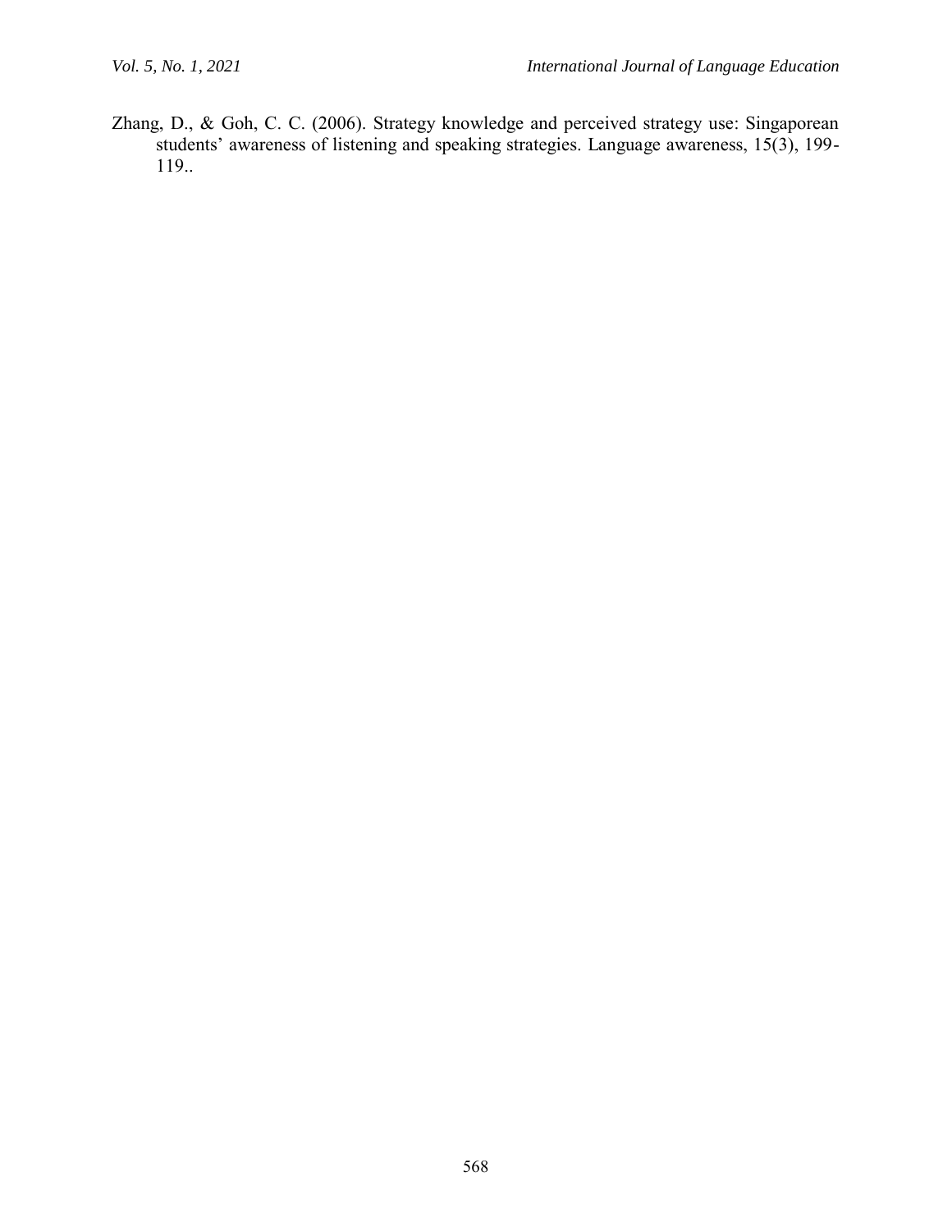Zhang, D., & Goh, C. C. (2006). Strategy knowledge and perceived strategy use: Singaporean students' awareness of listening and speaking strategies. Language awareness, 15(3), 199-119..